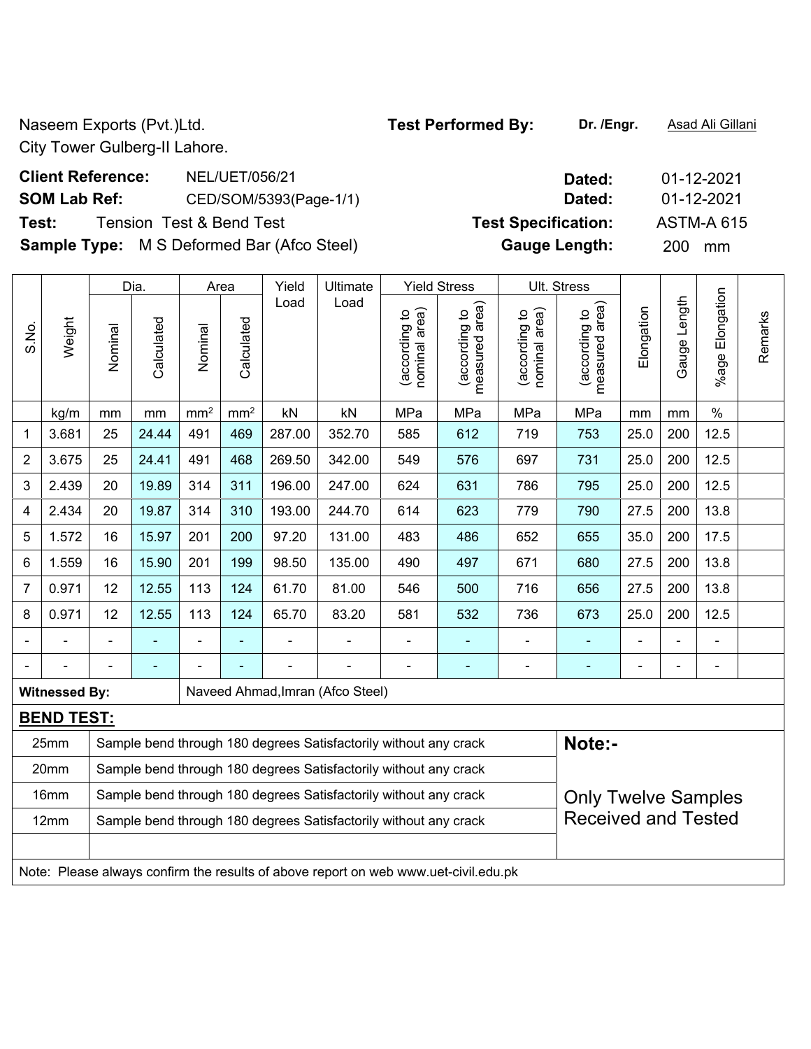Naseem Exports (Pvt.)Ltd.
City Tower Gulberg-II Lahore.

**Test Performed By:** **Dr. /Engr.** Asad Ali Gillani

**Client Reference:** NEL/UET/056/21 **Dated:** 01-12-2021

**SOM Lab Ref:** CED/SOM/5393(Page-1/1) **Dated:** 01-12-2021

**Test:** Tension Test & Bend Test **Test Specification:** ASTM-A 615

**Sample Type:** M S Deformed Bar (Afco Steel) **Gauge Length:** 200 mm

| S.No. | Weight | Dia. | | Area | | Yield Load | Ultimate Load | Yield Stress | | Ult. Stress | | Elongation | Gauge Length | %age Elongation | Remarks |
|---|---|---|---|---|---|---|---|---|---|---|---|---|---|---|---|
| | | Nominal | Calculated | Nominal | Calculated | | | (according to nominal area) | (according to measured area) | (according to nominal area) | (according to measured area) | | | | |
| | kg/m | mm | mm | mm$^2$ | mm$^2$ | kN | kN | MPa | MPa | MPa | MPa | mm | mm | % | |
| 1 | 3.681 | 25 | 24.44 | 491 | 469 | 287.00 | 352.70 | 585 | 612 | 719 | 753 | 25.0 | 200 | 12.5 | |
| 2 | 3.675 | 25 | 24.41 | 491 | 468 | 269.50 | 342.00 | 549 | 576 | 697 | 731 | 25.0 | 200 | 12.5 | |
| 3 | 2.439 | 20 | 19.89 | 314 | 311 | 196.00 | 247.00 | 624 | 631 | 786 | 795 | 25.0 | 200 | 12.5 | |
| 4 | 2.434 | 20 | 19.87 | 314 | 310 | 193.00 | 244.70 | 614 | 623 | 779 | 790 | 27.5 | 200 | 13.8 | |
| 5 | 1.572 | 16 | 15.97 | 201 | 200 | 97.20 | 131.00 | 483 | 486 | 652 | 655 | 35.0 | 200 | 17.5 | |
| 6 | 1.559 | 16 | 15.90 | 201 | 199 | 98.50 | 135.00 | 490 | 497 | 671 | 680 | 27.5 | 200 | 13.8 | |
| 7 | 0.971 | 12 | 12.55 | 113 | 124 | 61.70 | 81.00 | 546 | 500 | 716 | 656 | 27.5 | 200 | 13.8 | |
| 8 | 0.971 | 12 | 12.55 | 113 | 124 | 65.70 | 83.20 | 581 | 532 | 736 | 673 | 25.0 | 200 | 12.5 | |
| - | - | - | - | - | - | - | - | - | - | - | - | - | - | - | |
| - | - | - | - | - | - | - | - | - | - | - | - | - | - | - | |

**Witnessed By:** Naveed Ahmad,Imran (Afco Steel)

**BEND TEST:**

| Size | Result |
|---|---|
| 25mm | Sample bend through 180 degrees Satisfactorily without any crack |
| 20mm | Sample bend through 180 degrees Satisfactorily without any crack |
| 16mm | Sample bend through 180 degrees Satisfactorily without any crack |
| 12mm | Sample bend through 180 degrees Satisfactorily without any crack |

**Note:-**

Only Twelve Samples Received and Tested

Note: Please always confirm the results of above report on web www.uet-civil.edu.pk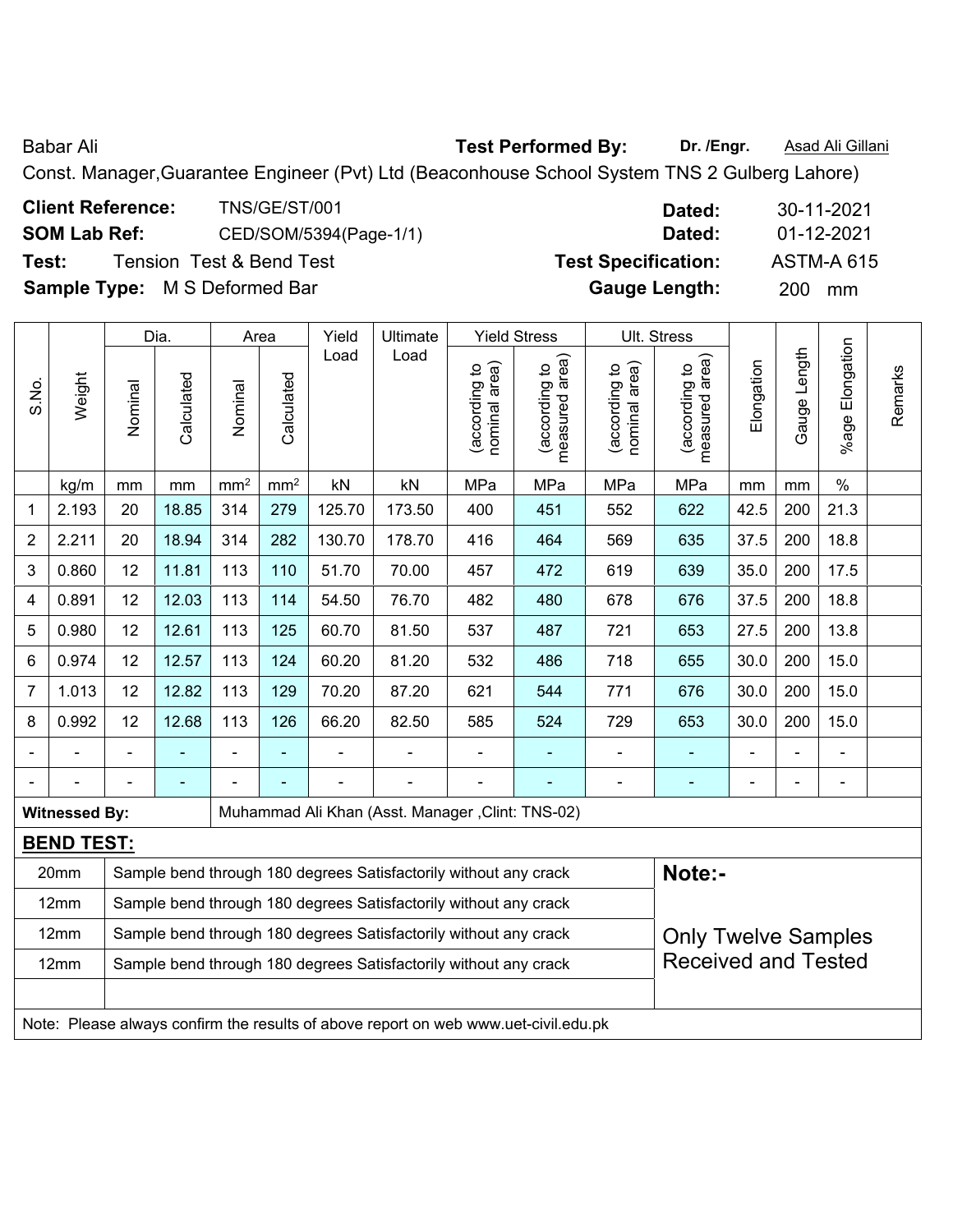Babar Ali **Test Performed By:** **Dr. /Engr.** Asad Ali Gillani

Const. Manager,Guarantee Engineer (Pvt) Ltd (Beaconhouse School System TNS 2 Gulberg Lahore)

**Client Reference:** TNS/GE/ST/001 **Dated:** 30-11-2021

**SOM Lab Ref:** CED/SOM/5394(Page-1/1) **Dated:** 01-12-2021

**Test:** Tension Test & Bend Test **Test Specification:** ASTM-A 615

**Sample Type:** M S Deformed Bar **Gauge Length:** 200 mm

| S.No. | Weight | Dia. | | Area | | Yield Load | Ultimate Load | Yield Stress | | Ult. Stress | | Elongation | Gauge Length | %age Elongation | Remarks |
|---|---|---|---|---|---|---|---|---|---|---|---|---|---|---|---|
| | | Nominal | Calculated | Nominal | Calculated | | | (according to nominal area) | (according to measured area) | (according to nominal area) | (according to measured area) | | | | |
| | kg/m | mm | mm | mm² | mm² | kN | kN | MPa | MPa | MPa | MPa | mm | mm | % | |
| 1 | 2.193 | 20 | 18.85 | 314 | 279 | 125.70 | 173.50 | 400 | 451 | 552 | 622 | 42.5 | 200 | 21.3 | |
| 2 | 2.211 | 20 | 18.94 | 314 | 282 | 130.70 | 178.70 | 416 | 464 | 569 | 635 | 37.5 | 200 | 18.8 | |
| 3 | 0.860 | 12 | 11.81 | 113 | 110 | 51.70 | 70.00 | 457 | 472 | 619 | 639 | 35.0 | 200 | 17.5 | |
| 4 | 0.891 | 12 | 12.03 | 113 | 114 | 54.50 | 76.70 | 482 | 480 | 678 | 676 | 37.5 | 200 | 18.8 | |
| 5 | 0.980 | 12 | 12.61 | 113 | 125 | 60.70 | 81.50 | 537 | 487 | 721 | 653 | 27.5 | 200 | 13.8 | |
| 6 | 0.974 | 12 | 12.57 | 113 | 124 | 60.20 | 81.20 | 532 | 486 | 718 | 655 | 30.0 | 200 | 15.0 | |
| 7 | 1.013 | 12 | 12.82 | 113 | 129 | 70.20 | 87.20 | 621 | 544 | 771 | 676 | 30.0 | 200 | 15.0 | |
| 8 | 0.992 | 12 | 12.68 | 113 | 126 | 66.20 | 82.50 | 585 | 524 | 729 | 653 | 30.0 | 200 | 15.0 | |
| - | - | - | - | - | - | - | - | - | - | - | - | - | - | - | |
| - | - | - | - | - | - | - | - | - | - | - | - | - | - | - | |

**Witnessed By:** Muhammad Ali Khan (Asst. Manager ,Clint: TNS-02)

**BEND TEST:**

| Size | Result |
|---|---|
| 20mm | Sample bend through 180 degrees Satisfactorily without any crack |
| 12mm | Sample bend through 180 degrees Satisfactorily without any crack |
| 12mm | Sample bend through 180 degrees Satisfactorily without any crack |
| 12mm | Sample bend through 180 degrees Satisfactorily without any crack |

**Note:-**

Only Twelve Samples Received and Tested

Note: Please always confirm the results of above report on web www.uet-civil.edu.pk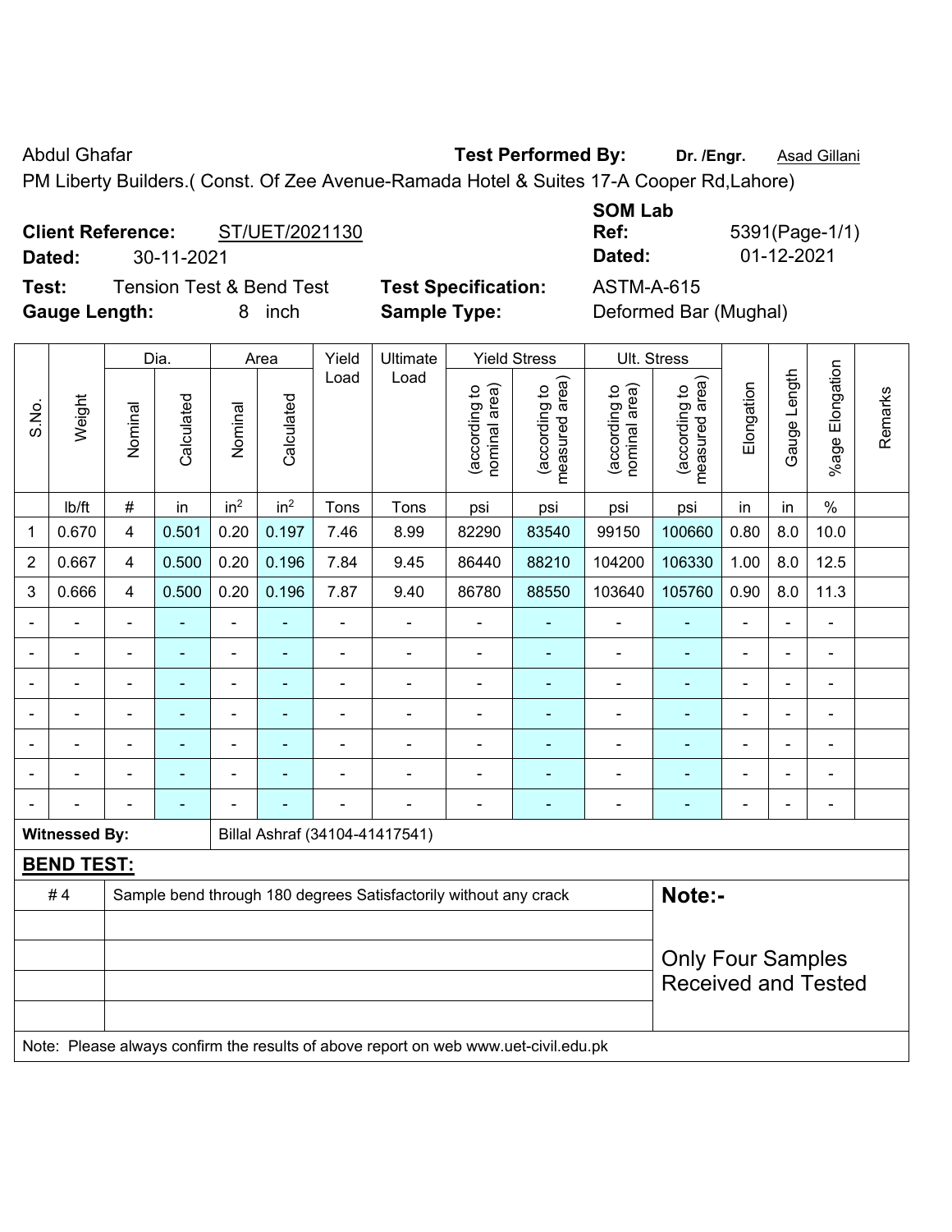Abdul Ghafar **Test Performed By:** **Dr. /Engr.** Asad Gillani

PM Liberty Builders.( Const. Of Zee Avenue-Ramada Hotel & Suites 17-A Cooper Rd,Lahore)

**Client Reference:** ST/UET/2021130 **SOM Lab Ref:** 5391(Page-1/1)

**Dated:** 30-11-2021 **Dated:** 01-12-2021

**Test:** Tension Test & Bend Test **Test Specification:** ASTM-A-615

**Gauge Length:** 8 inch **Sample Type:** Deformed Bar (Mughal)

| S.No. | Weight | Dia. | | Area | | Yield Load | Ultimate Load | Yield Stress | | Ult. Stress | | Elongation | Gauge Length | %age Elongation | Remarks |
|---|---|---|---|---|---|---|---|---|---|---|---|---|---|---|---|
| | | Nominal | Calculated | Nominal | Calculated | | | (according to nominal area) | (according to measured area) | (according to nominal area) | (according to measured area) | | | | |
| | lb/ft | # | in | in² | in² | Tons | Tons | psi | psi | psi | psi | in | in | % | |
| 1 | 0.670 | 4 | 0.501 | 0.20 | 0.197 | 7.46 | 8.99 | 82290 | 83540 | 99150 | 100660 | 0.80 | 8.0 | 10.0 | |
| 2 | 0.667 | 4 | 0.500 | 0.20 | 0.196 | 7.84 | 9.45 | 86440 | 88210 | 104200 | 106330 | 1.00 | 8.0 | 12.5 | |
| 3 | 0.666 | 4 | 0.500 | 0.20 | 0.196 | 7.87 | 9.40 | 86780 | 88550 | 103640 | 105760 | 0.90 | 8.0 | 11.3 | |
| - | - | - | - | - | - | - | - | - | - | - | - | - | - | - | |
| - | - | - | - | - | - | - | - | - | - | - | - | - | - | - | |
| - | - | - | - | - | - | - | - | - | - | - | - | - | - | - | |
| - | - | - | - | - | - | - | - | - | - | - | - | - | - | - | |
| - | - | - | - | - | - | - | - | - | - | - | - | - | - | - | |
| - | - | - | - | - | - | - | - | - | - | - | - | - | - | - | |
| - | - | - | - | - | - | - | - | - | - | - | - | - | - | - | |

**Witnessed By:** Billal Ashraf (34104-41417541)

**BEND TEST:**

| | | |
|---|---|---|
| # 4 | Sample bend through 180 degrees Satisfactorily without any crack | **Note:-** |
| | | Only Four Samples Received and Tested |

Note: Please always confirm the results of above report on web www.uet-civil.edu.pk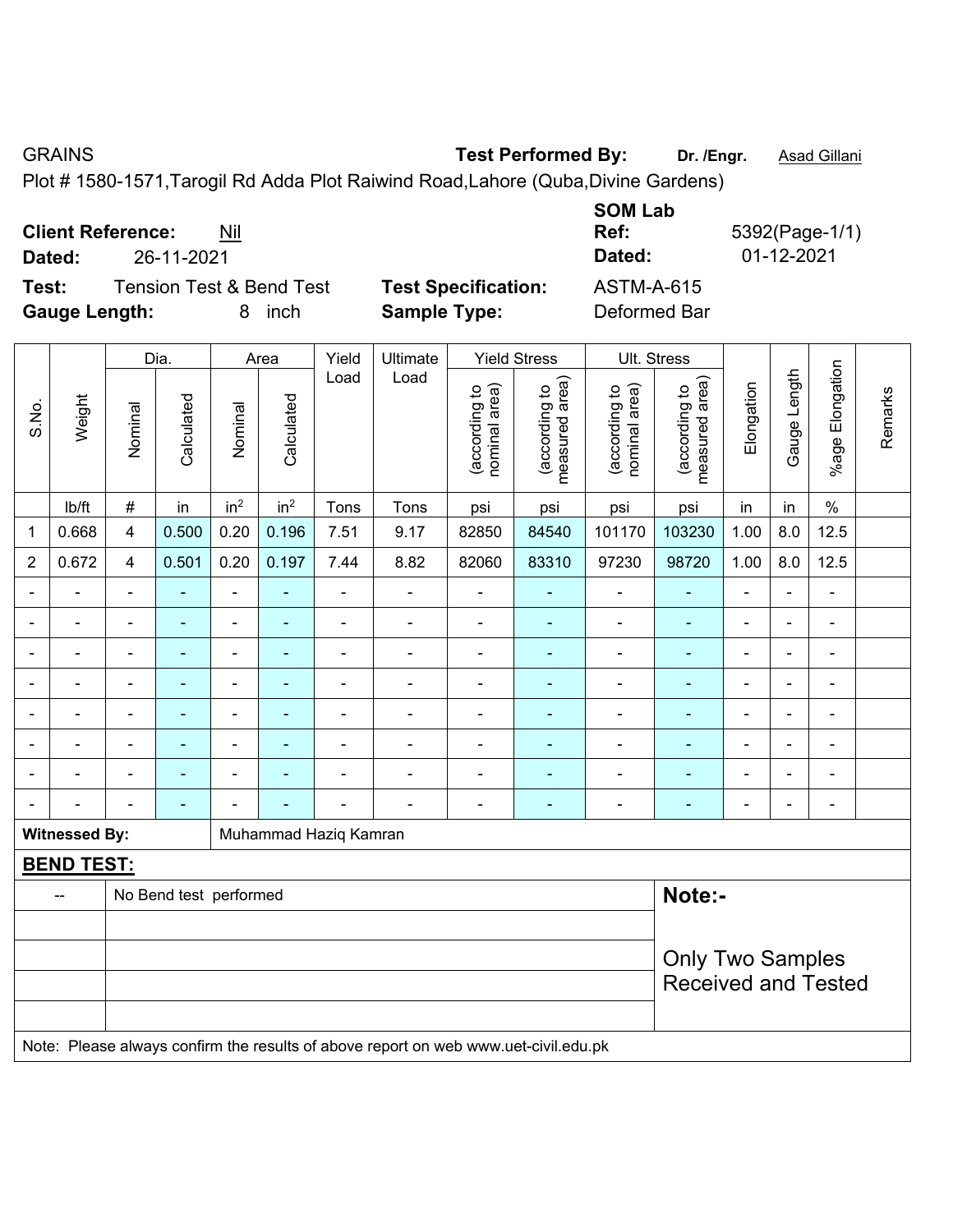GRAINS **Test Performed By:** **Dr. /Engr.** Asad Gillani

Plot # 1580-1571,Tarogil Rd Adda Plot Raiwind Road,Lahore (Quba,Divine Gardens)

**Client Reference:** Nil **SOM Lab Ref:** 5392(Page-1/1)

**Dated:** 26-11-2021 **Dated:** 01-12-2021

**Test:** Tension Test & Bend Test **Test Specification:** ASTM-A-615

**Gauge Length:** 8 inch **Sample Type:** Deformed Bar

| S.No. | Weight | Dia. | | Area | | Yield Load | Ultimate Load | Yield Stress | | Ult. Stress | | Elongation | Gauge Length | %age Elongation | Remarks |
|---|---|---|---|---|---|---|---|---|---|---|---|---|---|---|---|
| | | Nominal | Calculated | Nominal | Calculated | | | (according to nominal area) | (according to measured area) | (according to nominal area) | (according to measured area) | | | | |
| | lb/ft | # | in | in$^2$ | in$^2$ | Tons | Tons | psi | psi | psi | psi | in | in | % | |
| 1 | 0.668 | 4 | 0.500 | 0.20 | 0.196 | 7.51 | 9.17 | 82850 | 84540 | 101170 | 103230 | 1.00 | 8.0 | 12.5 | |
| 2 | 0.672 | 4 | 0.501 | 0.20 | 0.197 | 7.44 | 8.82 | 82060 | 83310 | 97230 | 98720 | 1.00 | 8.0 | 12.5 | |
| - | - | - | - | - | - | - | - | - | - | - | - | - | - | - | |
| - | - | - | - | - | - | - | - | - | - | - | - | - | - | - | |
| - | - | - | - | - | - | - | - | - | - | - | - | - | - | - | |
| - | - | - | - | - | - | - | - | - | - | - | - | - | - | - | |
| - | - | - | - | - | - | - | - | - | - | - | - | - | - | - | |
| - | - | - | - | - | - | - | - | - | - | - | - | - | - | - | |
| - | - | - | - | - | - | - | - | - | - | - | - | - | - | - | |
| - | - | - | - | - | - | - | - | - | - | - | - | - | - | - | |

**Witnessed By:** Muhammad Haziq Kamran

**BEND TEST:**

| | | |
|---|---|---|
| -- | No Bend test performed | **Note:-** |
| | | Only Two Samples Received and Tested |

Note: Please always confirm the results of above report on web www.uet-civil.edu.pk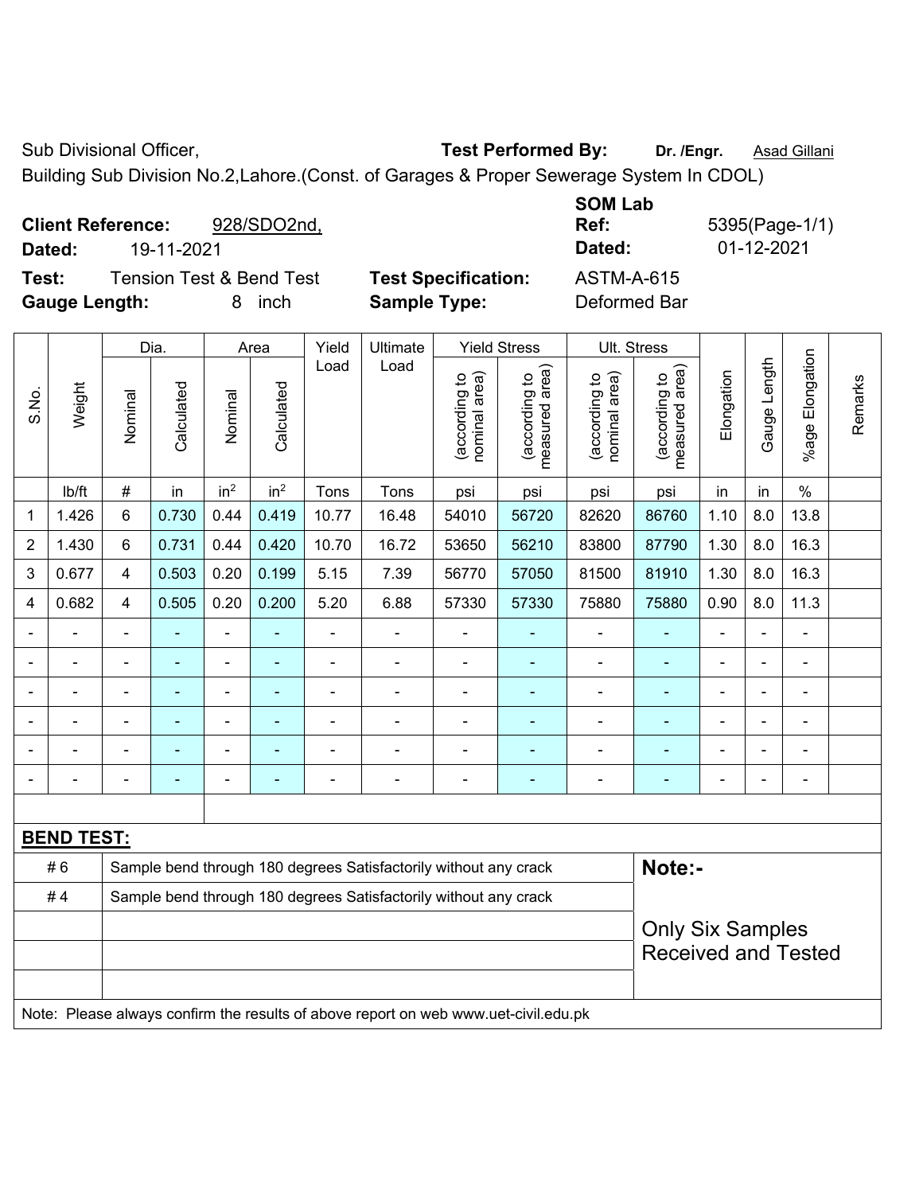Sub Divisional Officer, **Test Performed By:** **Dr. /Engr.** Asad Gillani

Building Sub Division No.2,Lahore.(Const. of Garages & Proper Sewerage System In CDOL)

**Client Reference:** 928/SDO2nd,

**Dated:** 19-11-2021

**SOM Lab Ref:** 5395(Page-1/1)

**Dated:** 01-12-2021

**Test:** Tension Test & Bend Test **Test Specification:** ASTM-A-615

**Gauge Length:** 8 inch **Sample Type:** Deformed Bar

| S.No. | Weight | Dia. | | Area | | Yield Load | Ultimate Load | Yield Stress | | Ult. Stress | | Elongation | Gauge Length | %age Elongation | Remarks |
|---|---|---|---|---|---|---|---|---|---|---|---|---|---|---|---|
| | | Nominal | Calculated | Nominal | Calculated | | | (according to nominal area) | (according to measured area) | (according to nominal area) | (according to measured area) | | | | |
| | lb/ft | # | in | in$^2$ | in$^2$ | Tons | Tons | psi | psi | psi | psi | in | in | % | |
| 1 | 1.426 | 6 | 0.730 | 0.44 | 0.419 | 10.77 | 16.48 | 54010 | 56720 | 82620 | 86760 | 1.10 | 8.0 | 13.8 | |
| 2 | 1.430 | 6 | 0.731 | 0.44 | 0.420 | 10.70 | 16.72 | 53650 | 56210 | 83800 | 87790 | 1.30 | 8.0 | 16.3 | |
| 3 | 0.677 | 4 | 0.503 | 0.20 | 0.199 | 5.15 | 7.39 | 56770 | 57050 | 81500 | 81910 | 1.30 | 8.0 | 16.3 | |
| 4 | 0.682 | 4 | 0.505 | 0.20 | 0.200 | 5.20 | 6.88 | 57330 | 57330 | 75880 | 75880 | 0.90 | 8.0 | 11.3 | |
| - | - | - | - | - | - | - | - | - | - | - | - | - | - | - | |
| - | - | - | - | - | - | - | - | - | - | - | - | - | - | - | |
| - | - | - | - | - | - | - | - | - | - | - | - | - | - | - | |
| - | - | - | - | - | - | - | - | - | - | - | - | - | - | - | |
| - | - | - | - | - | - | - | - | - | - | - | - | - | - | - | |
| - | - | - | - | - | - | - | - | - | - | - | - | - | - | - | |

**BEND TEST:**

| | | |
|---|---|---|
| # 6 | Sample bend through 180 degrees Satisfactorily without any crack | **Note:-** |
| # 4 | Sample bend through 180 degrees Satisfactorily without any crack | |
| | | Only Six Samples Received and Tested |

Note: Please always confirm the results of above report on web www.uet-civil.edu.pk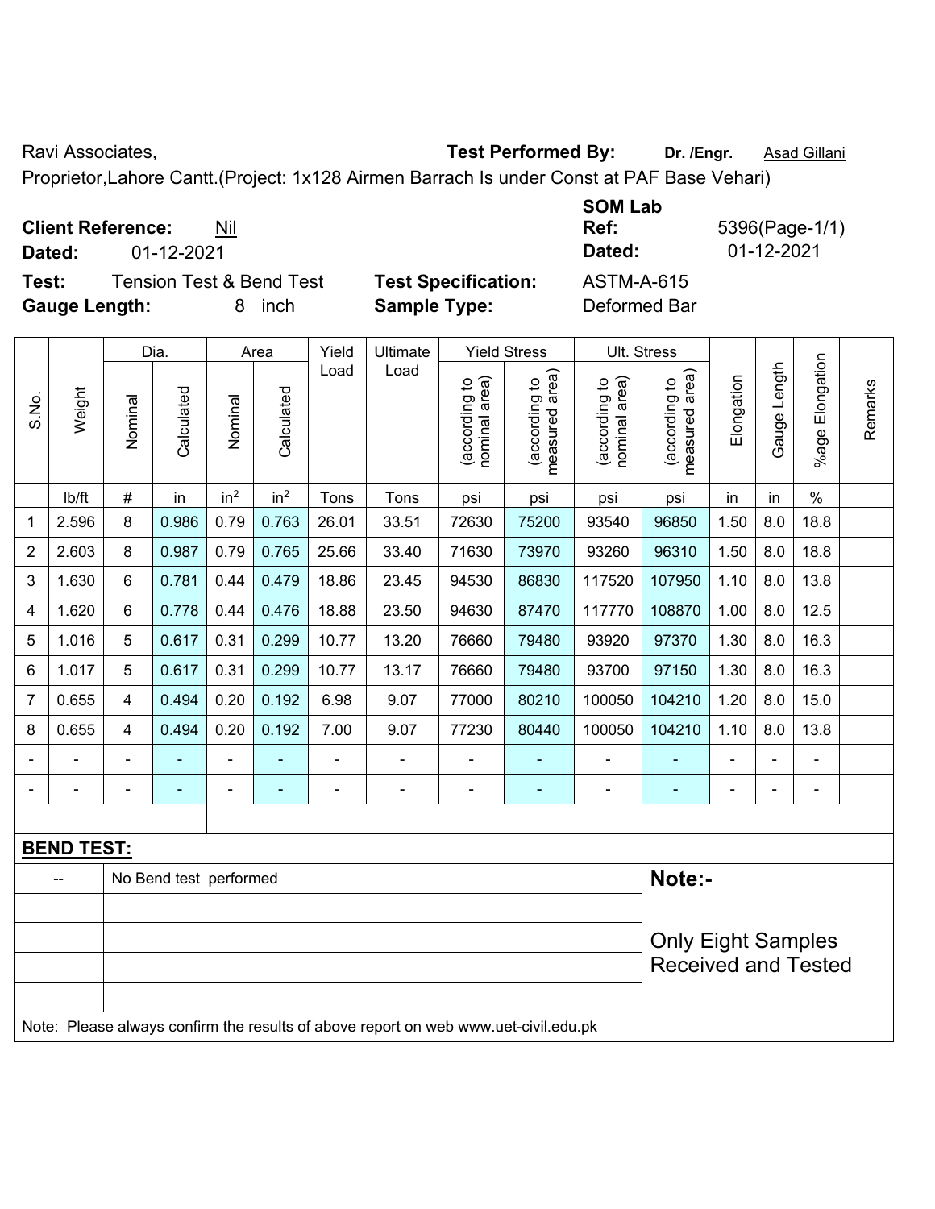Ravi Associates, **Test Performed By:** **Dr. /Engr.** Asad Gillani

Proprietor,Lahore Cantt.(Project: 1x128 Airmen Barrach Is under Const at PAF Base Vehari)

**Client Reference:** Nil

**Dated:** 01-12-2021

**SOM Lab Ref:** 5396(Page-1/1)

**Dated:** 01-12-2021

**Test:** Tension Test & Bend Test

**Test Specification:** ASTM-A-615

**Gauge Length:** 8 inch

**Sample Type:** Deformed Bar

| S.No. | Weight | Dia. | | Area | | Yield Load | Ultimate Load | Yield Stress | | Ult. Stress | | Elongation | Gauge Length | %age Elongation | Remarks |
|---|---|---|---|---|---|---|---|---|---|---|---|---|---|---|---|
| | | Nominal | Calculated | Nominal | Calculated | | | (according to nominal area) | (according to measured area) | (according to nominal area) | (according to measured area) | | | | |
| | lb/ft | # | in | $in^2$ | $in^2$ | Tons | Tons | psi | psi | psi | psi | in | in | % | |
| 1 | 2.596 | 8 | 0.986 | 0.79 | 0.763 | 26.01 | 33.51 | 72630 | 75200 | 93540 | 96850 | 1.50 | 8.0 | 18.8 | |
| 2 | 2.603 | 8 | 0.987 | 0.79 | 0.765 | 25.66 | 33.40 | 71630 | 73970 | 93260 | 96310 | 1.50 | 8.0 | 18.8 | |
| 3 | 1.630 | 6 | 0.781 | 0.44 | 0.479 | 18.86 | 23.45 | 94530 | 86830 | 117520 | 107950 | 1.10 | 8.0 | 13.8 | |
| 4 | 1.620 | 6 | 0.778 | 0.44 | 0.476 | 18.88 | 23.50 | 94630 | 87470 | 117770 | 108870 | 1.00 | 8.0 | 12.5 | |
| 5 | 1.016 | 5 | 0.617 | 0.31 | 0.299 | 10.77 | 13.20 | 76660 | 79480 | 93920 | 97370 | 1.30 | 8.0 | 16.3 | |
| 6 | 1.017 | 5 | 0.617 | 0.31 | 0.299 | 10.77 | 13.17 | 76660 | 79480 | 93700 | 97150 | 1.30 | 8.0 | 16.3 | |
| 7 | 0.655 | 4 | 0.494 | 0.20 | 0.192 | 6.98 | 9.07 | 77000 | 80210 | 100050 | 104210 | 1.20 | 8.0 | 15.0 | |
| 8 | 0.655 | 4 | 0.494 | 0.20 | 0.192 | 7.00 | 9.07 | 77230 | 80440 | 100050 | 104210 | 1.10 | 8.0 | 13.8 | |
| - | - | - | - | - | - | - | - | - | - | - | - | - | - | - | |
| - | - | - | - | - | - | - | - | - | - | - | - | - | - | - | |

**BEND TEST:**

| -- | No Bend test performed |
|---|---|

**Note:-**

Only Eight Samples Received and Tested

Note: Please always confirm the results of above report on web www.uet-civil.edu.pk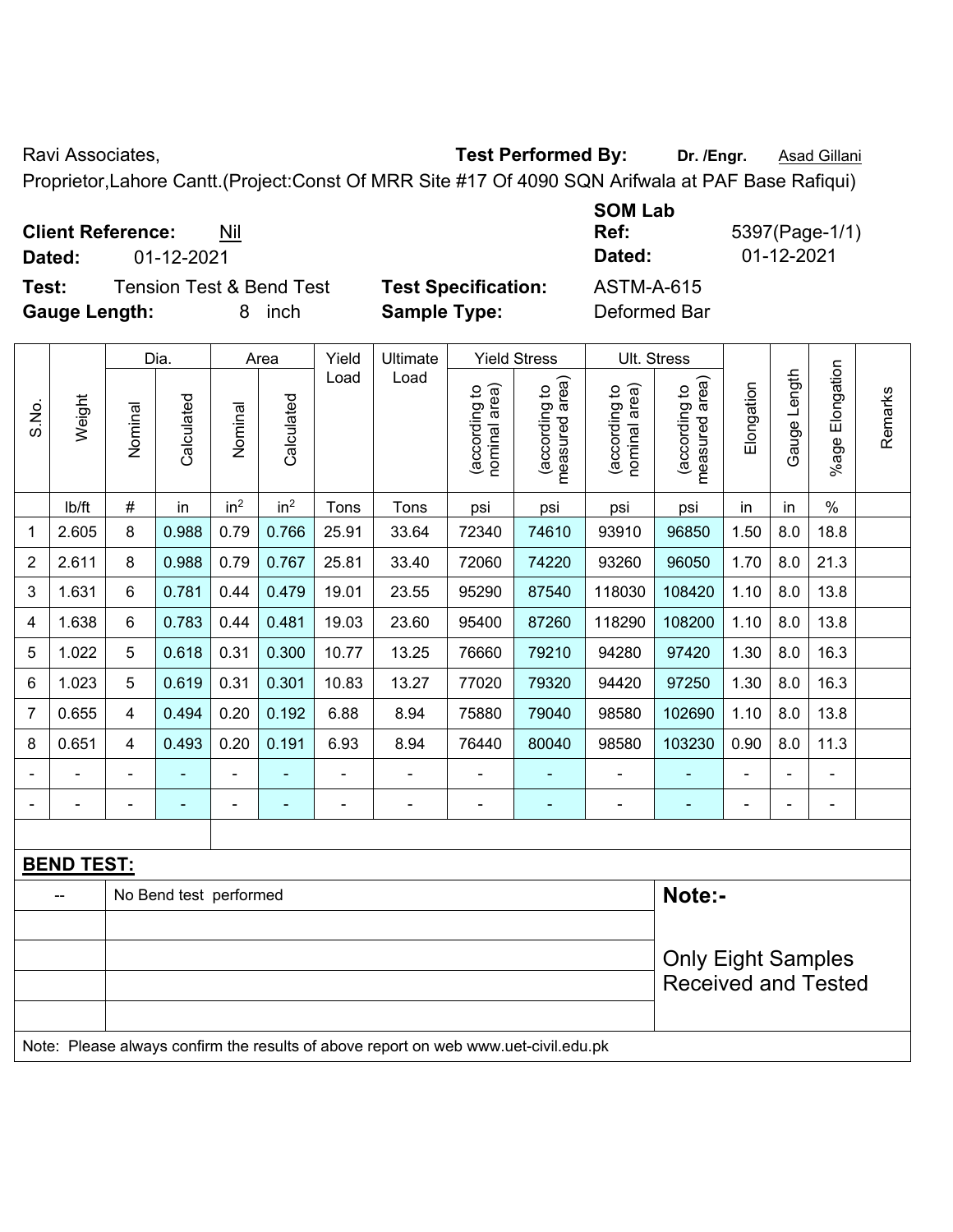Ravi Associates, **Test Performed By:** **Dr. /Engr.** Asad Gillani

Proprietor,Lahore Cantt.(Project:Const Of MRR Site #17 Of 4090 SQN Arifwala at PAF Base Rafiqui)

**Client Reference:** Nil
**Dated:** 01-12-2021

**SOM Lab Ref:** 5397(Page-1/1)
**Dated:** 01-12-2021

**Test:** Tension Test & Bend Test **Test Specification:** ASTM-A-615
**Gauge Length:** 8 inch **Sample Type:** Deformed Bar

| S.No. | Weight | Dia. | | Area | | Yield Load | Ultimate Load | Yield Stress | | Ult. Stress | | Elongation | Gauge Length | %age Elongation | Remarks |
|---|---|---|---|---|---|---|---|---|---|---|---|---|---|---|---|
| | | Nominal | Calculated | Nominal | Calculated | | | (according to nominal area) | (according to measured area) | (according to nominal area) | (according to measured area) | | | | |
| | lb/ft | # | in | $in^2$ | $in^2$ | Tons | Tons | psi | psi | psi | psi | in | in | % | |
| 1 | 2.605 | 8 | 0.988 | 0.79 | 0.766 | 25.91 | 33.64 | 72340 | 74610 | 93910 | 96850 | 1.50 | 8.0 | 18.8 | |
| 2 | 2.611 | 8 | 0.988 | 0.79 | 0.767 | 25.81 | 33.40 | 72060 | 74220 | 93260 | 96050 | 1.70 | 8.0 | 21.3 | |
| 3 | 1.631 | 6 | 0.781 | 0.44 | 0.479 | 19.01 | 23.55 | 95290 | 87540 | 118030 | 108420 | 1.10 | 8.0 | 13.8 | |
| 4 | 1.638 | 6 | 0.783 | 0.44 | 0.481 | 19.03 | 23.60 | 95400 | 87260 | 118290 | 108200 | 1.10 | 8.0 | 13.8 | |
| 5 | 1.022 | 5 | 0.618 | 0.31 | 0.300 | 10.77 | 13.25 | 76660 | 79210 | 94280 | 97420 | 1.30 | 8.0 | 16.3 | |
| 6 | 1.023 | 5 | 0.619 | 0.31 | 0.301 | 10.83 | 13.27 | 77020 | 79320 | 94420 | 97250 | 1.30 | 8.0 | 16.3 | |
| 7 | 0.655 | 4 | 0.494 | 0.20 | 0.192 | 6.88 | 8.94 | 75880 | 79040 | 98580 | 102690 | 1.10 | 8.0 | 13.8 | |
| 8 | 0.651 | 4 | 0.493 | 0.20 | 0.191 | 6.93 | 8.94 | 76440 | 80040 | 98580 | 103230 | 0.90 | 8.0 | 11.3 | |
| - | - | - | - | - | - | - | - | - | - | - | - | - | - | - | |
| - | - | - | - | - | - | - | - | - | - | - | - | - | - | - | |

**BEND TEST:**

| -- | No Bend test performed |
|---|---|

**Note:-**

Only Eight Samples Received and Tested

Note: Please always confirm the results of above report on web www.uet-civil.edu.pk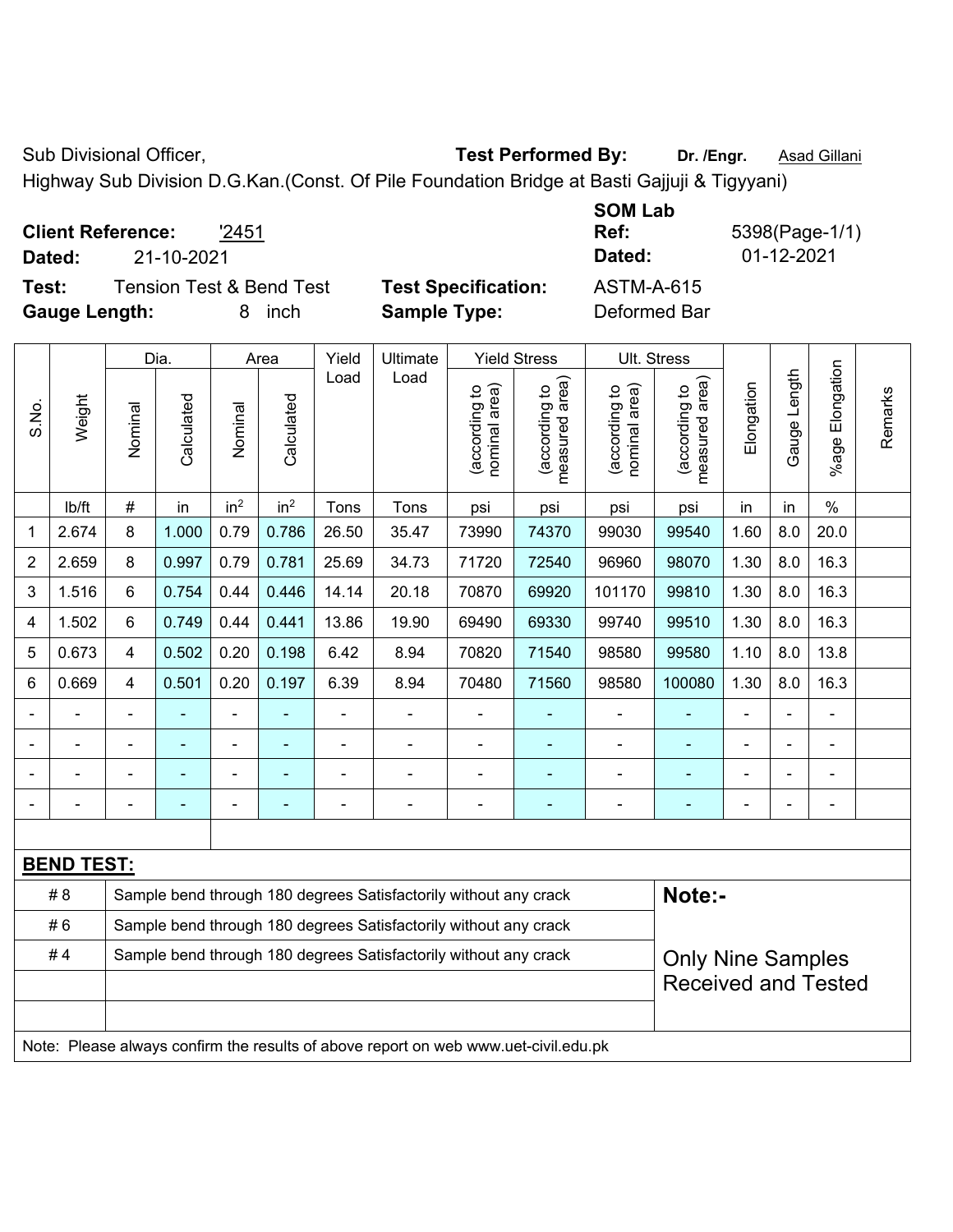Sub Divisional Officer, **Test Performed By:** **Dr. /Engr.** Asad Gillani

Highway Sub Division D.G.Kan.(Const. Of Pile Foundation Bridge at Basti Gajjuji & Tigyyani)

**SOM Lab**

**Client Reference:** '2451 **Ref:** 5398(Page-1/1)

**Dated:** 21-10-2021 **Dated:** 01-12-2021

**Test:** Tension Test & Bend Test **Test Specification:** ASTM-A-615

**Gauge Length:** 8 inch **Sample Type:** Deformed Bar

| S.No. | Weight | Dia. | | Area | | Yield Load | Ultimate Load | Yield Stress | | Ult. Stress | | Elongation | Gauge Length | %age Elongation | Remarks |
|---|---|---|---|---|---|---|---|---|---|---|---|---|---|---|---|
| | | Nominal | Calculated | Nominal | Calculated | | | (according to nominal area) | (according to measured area) | (according to nominal area) | (according to measured area) | | | | |
| | lb/ft | # | in | $in^2$ | $in^2$ | Tons | Tons | psi | psi | psi | psi | in | in | % | |
| 1 | 2.674 | 8 | 1.000 | 0.79 | 0.786 | 26.50 | 35.47 | 73990 | 74370 | 99030 | 99540 | 1.60 | 8.0 | 20.0 | |
| 2 | 2.659 | 8 | 0.997 | 0.79 | 0.781 | 25.69 | 34.73 | 71720 | 72540 | 96960 | 98070 | 1.30 | 8.0 | 16.3 | |
| 3 | 1.516 | 6 | 0.754 | 0.44 | 0.446 | 14.14 | 20.18 | 70870 | 69920 | 101170 | 99810 | 1.30 | 8.0 | 16.3 | |
| 4 | 1.502 | 6 | 0.749 | 0.44 | 0.441 | 13.86 | 19.90 | 69490 | 69330 | 99740 | 99510 | 1.30 | 8.0 | 16.3 | |
| 5 | 0.673 | 4 | 0.502 | 0.20 | 0.198 | 6.42 | 8.94 | 70820 | 71540 | 98580 | 99580 | 1.10 | 8.0 | 13.8 | |
| 6 | 0.669 | 4 | 0.501 | 0.20 | 0.197 | 6.39 | 8.94 | 70480 | 71560 | 98580 | 100080 | 1.30 | 8.0 | 16.3 | |
| - | - | - | - | - | - | - | - | - | - | - | - | - | - | - | |
| - | - | - | - | - | - | - | - | - | - | - | - | - | - | - | |
| - | - | - | - | - | - | - | - | - | - | - | - | - | - | - | |
| - | - | - | - | - | - | - | - | - | - | - | - | - | - | - | |

**BEND TEST:**

| | | |
|---|---|---|
| # 8 | Sample bend through 180 degrees Satisfactorily without any crack | **Note:-** |
| # 6 | Sample bend through 180 degrees Satisfactorily without any crack | |
| # 4 | Sample bend through 180 degrees Satisfactorily without any crack | Only Nine Samples Received and Tested |

Note: Please always confirm the results of above report on web www.uet-civil.edu.pk